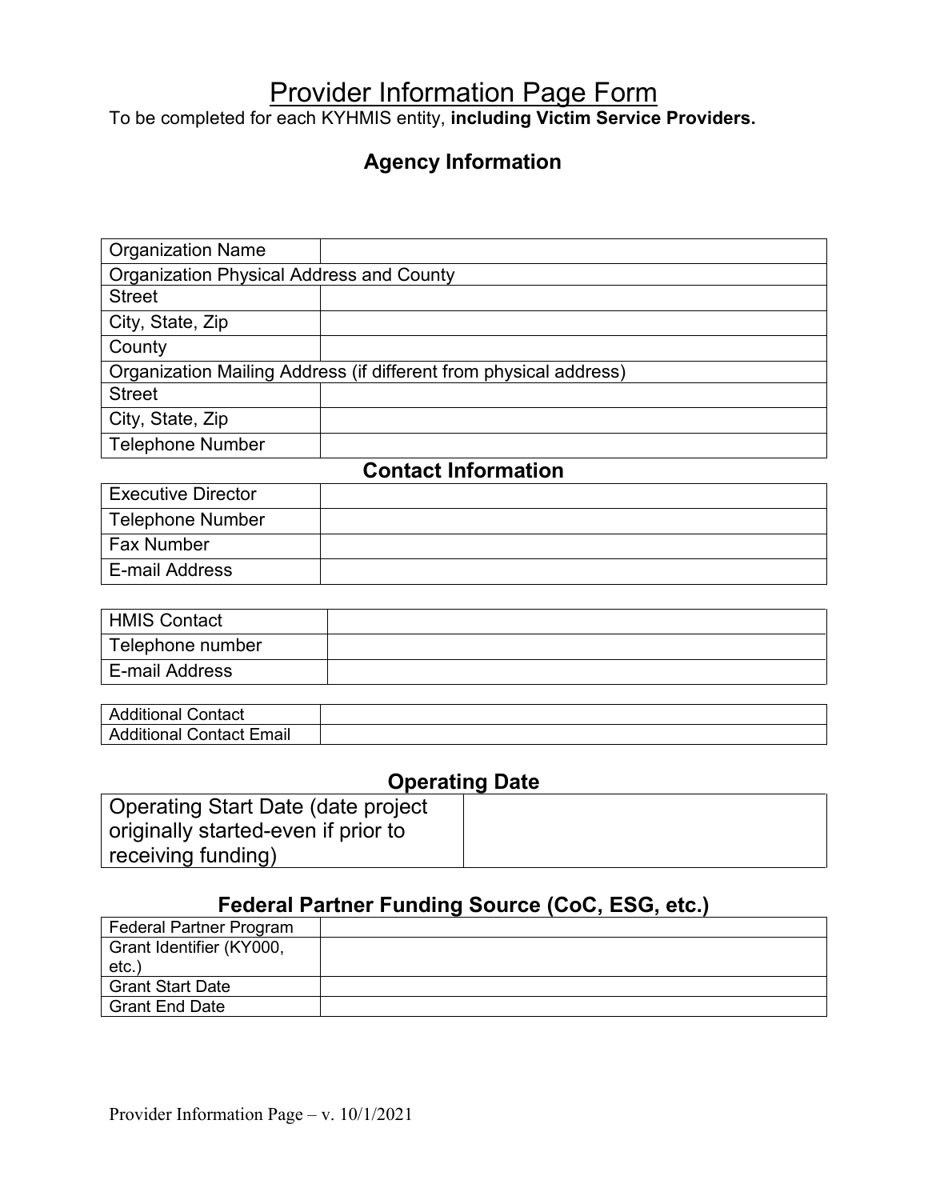# Provider Information Page Form

To be completed for each KYHMIS entity, **including Victim Service Providers.**

## Agency Information

| Organization Name | |
|---|---|
| Organization Physical Address and County | |
| Street | |
| City, State, Zip | |
| County | |
| Organization Mailing Address (if different from physical address) | |
| Street | |
| City, State, Zip | |
| Telephone Number | |

## Contact Information

| Executive Director | |
|---|---|
| Telephone Number | |
| Fax Number | |
| E-mail Address | |

| HMIS Contact | |
|---|---|
| Telephone number | |
| E-mail Address | |

| Additional Contact | |
|---|---|
| Additional Contact Email | |

## Operating Date

| Operating Start Date (date project originally started-even if prior to receiving funding) | |
|---|---|

## Federal Partner Funding Source (CoC, ESG, etc.)

| Federal Partner Program | |
|---|---|
| Grant Identifier (KY000, etc.) | |
| Grant Start Date | |
| Grant End Date | |

Provider Information Page – v. 10/1/2021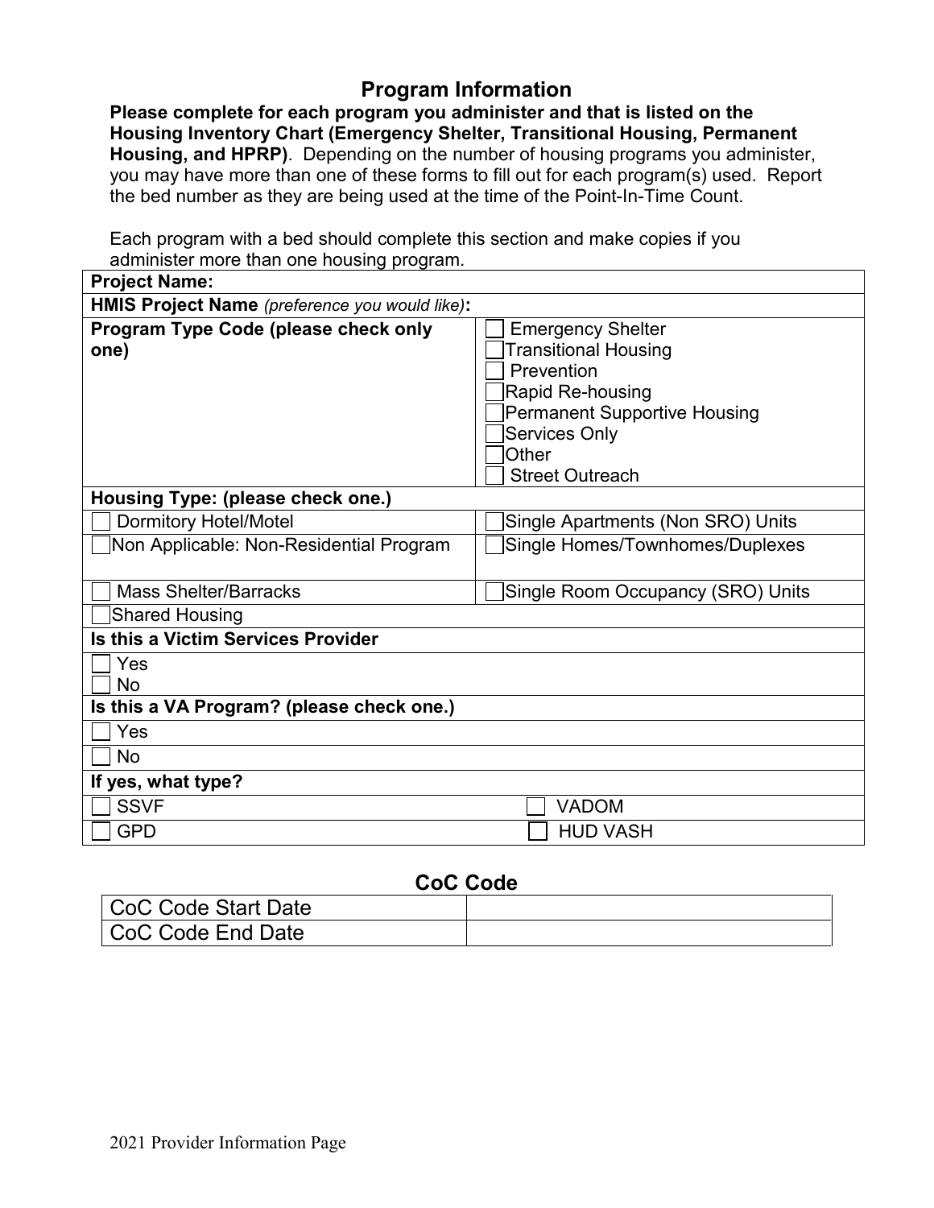## Program Information

**Please complete for each program you administer and that is listed on the Housing Inventory Chart (Emergency Shelter, Transitional Housing, Permanent Housing, and HPRP)**. Depending on the number of housing programs you administer, you may have more than one of these forms to fill out for each program(s) used. Report the bed number as they are being used at the time of the Point-In-Time Count.

Each program with a bed should complete this section and make copies if you administer more than one housing program.

| **Project Name:** | |
|---|---|
| **HMIS Project Name** *(preference you would like)*: | |
| **Program Type Code (please check only one)** | ☐ Emergency Shelter<br>☐ Transitional Housing<br>☐ Prevention<br>☐ Rapid Re-housing<br>☐ Permanent Supportive Housing<br>☐ Services Only<br>☐ Other<br>☐ Street Outreach |
| **Housing Type: (please check one.)** | |
| ☐ Dormitory Hotel/Motel | ☐ Single Apartments (Non SRO) Units |
| ☐ Non Applicable: Non-Residential Program | ☐ Single Homes/Townhomes/Duplexes |
| ☐ Mass Shelter/Barracks | ☐ Single Room Occupancy (SRO) Units |
| ☐ Shared Housing | |
| **Is this a Victim Services Provider** | |
| ☐ Yes<br>☐ No | |
| **Is this a VA Program? (please check one.)** | |
| ☐ Yes | |
| ☐ No | |
| **If yes, what type?** | |
| ☐ SSVF | ☐ VADOM |
| ☐ GPD | ☐ HUD VASH |

## CoC Code

| CoC Code Start Date | |
|---|---|
| CoC Code End Date | |

2021 Provider Information Page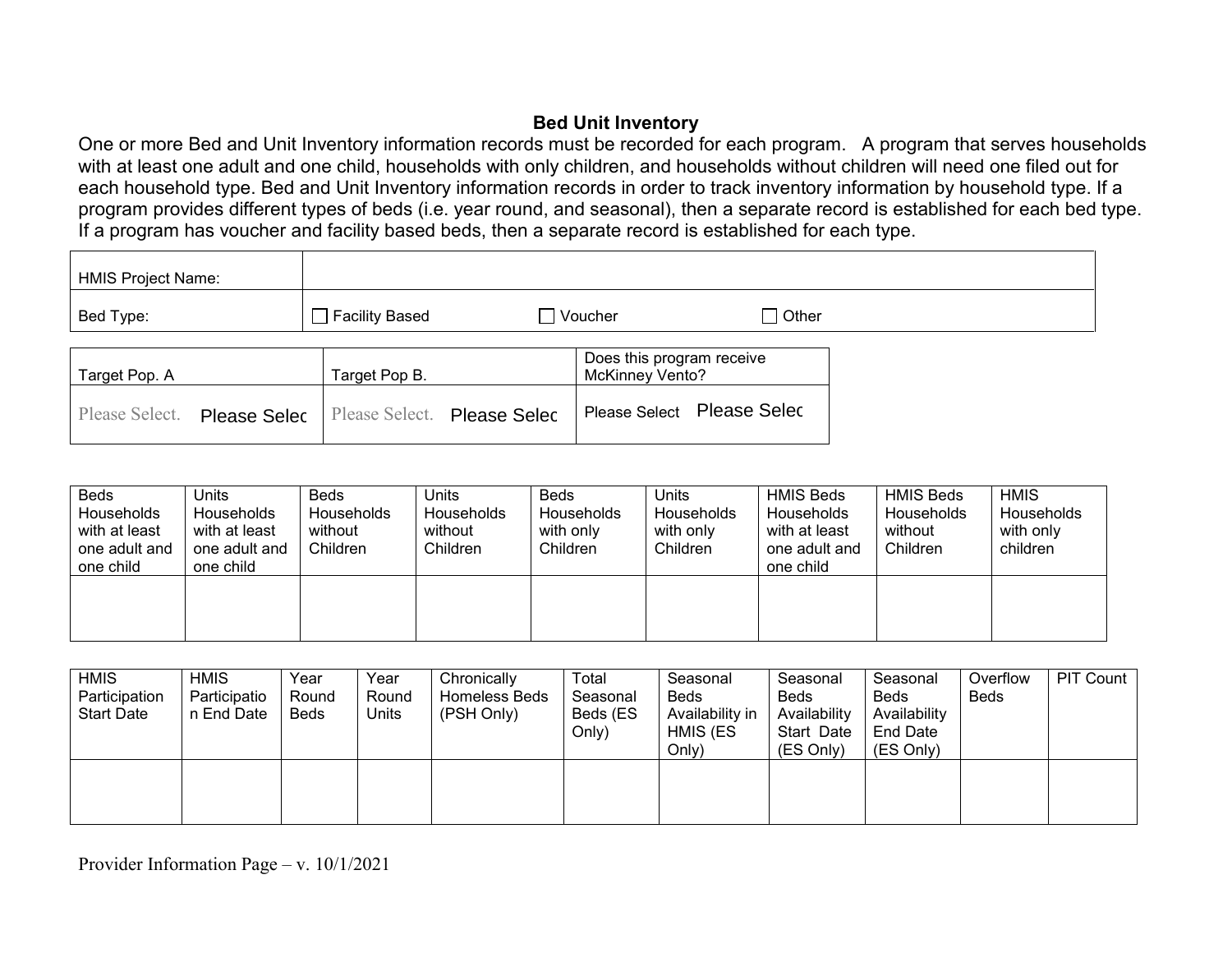## Bed Unit Inventory

One or more Bed and Unit Inventory information records must be recorded for each program. A program that serves households with at least one adult and one child, households with only children, and households without children will need one filed out for each household type. Bed and Unit Inventory information records in order to track inventory information by household type. If a program provides different types of beds (i.e. year round, and seasonal), then a separate record is established for each bed type. If a program has voucher and facility based beds, then a separate record is established for each type.

| HMIS Project Name: | | | |
|---|---|---|---|
| Bed Type: | ☐ Facility Based | ☐ Voucher | ☐ Other |

| Target Pop. A | Target Pop B. | Does this program receive McKinney Vento? |
|---|---|---|
| Please Select. Please Selec | Please Select. Please Selec | Please Select Please Selec |

| Beds Households with at least one adult and one child | Units Households with at least one adult and one child | Beds Households without Children | Units Households without Children | Beds Households with only Children | Units Households with only Children | HMIS Beds Households with at least one adult and one child | HMIS Beds Households without Children | HMIS Households with only children |
|---|---|---|---|---|---|---|---|---|
| | | | | | | | | |

| HMIS Participation Start Date | HMIS Participation End Date | Year Round Beds | Year Round Units | Chronically Homeless Beds (PSH Only) | Total Seasonal Beds (ES Only) | Seasonal Beds Availability in HMIS (ES Only) | Seasonal Beds Availability Start Date (ES Only) | Seasonal Beds Availability End Date (ES Only) | Overflow Beds | PIT Count |
|---|---|---|---|---|---|---|---|---|---|---|
| | | | | | | | | | | |

Provider Information Page – v. 10/1/2021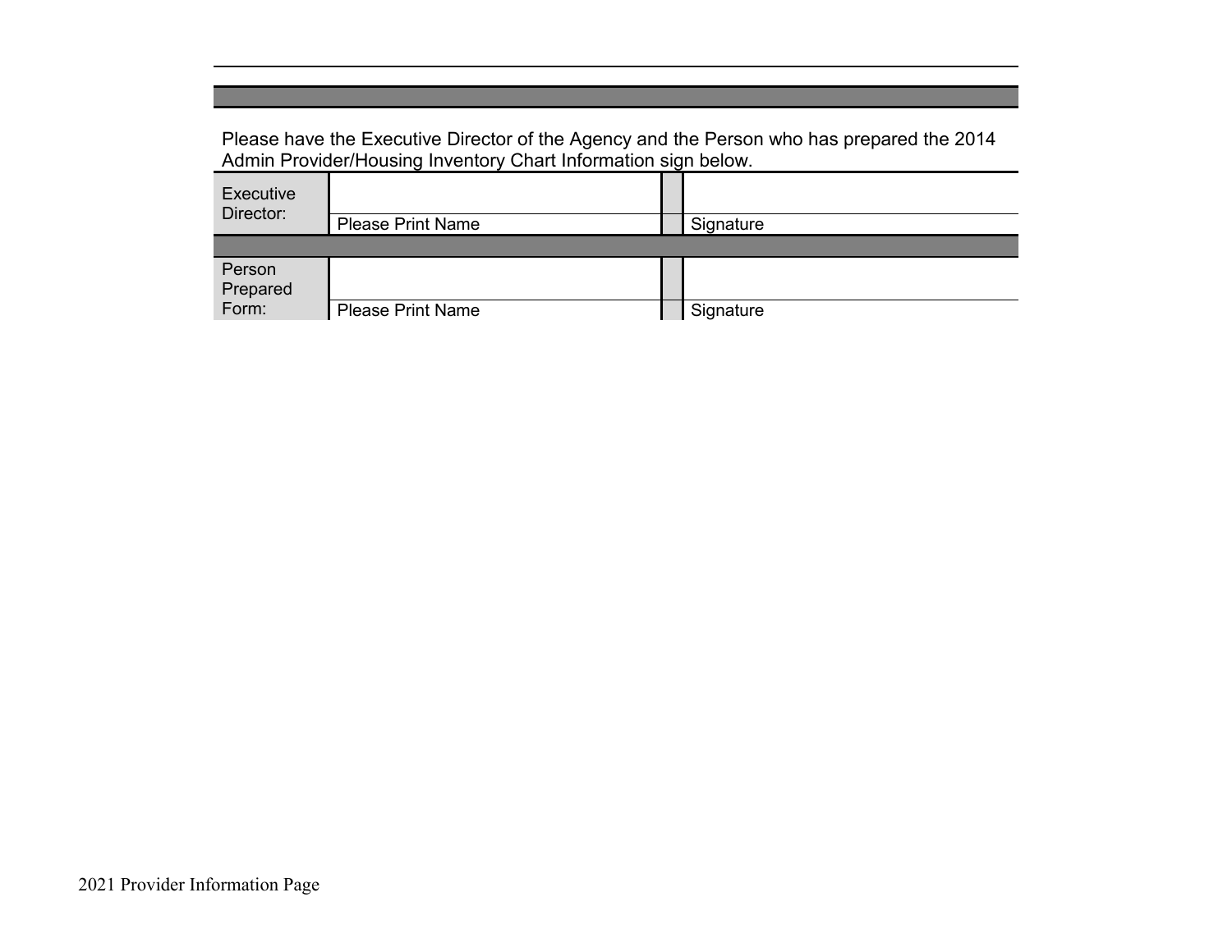Please have the Executive Director of the Agency and the Person who has prepared the 2014 Admin Provider/Housing Inventory Chart Information sign below.

| | | | |
|---|---|---|---|
| Executive Director: | Please Print Name | | Signature |
| Person Prepared Form: | Please Print Name | | Signature |